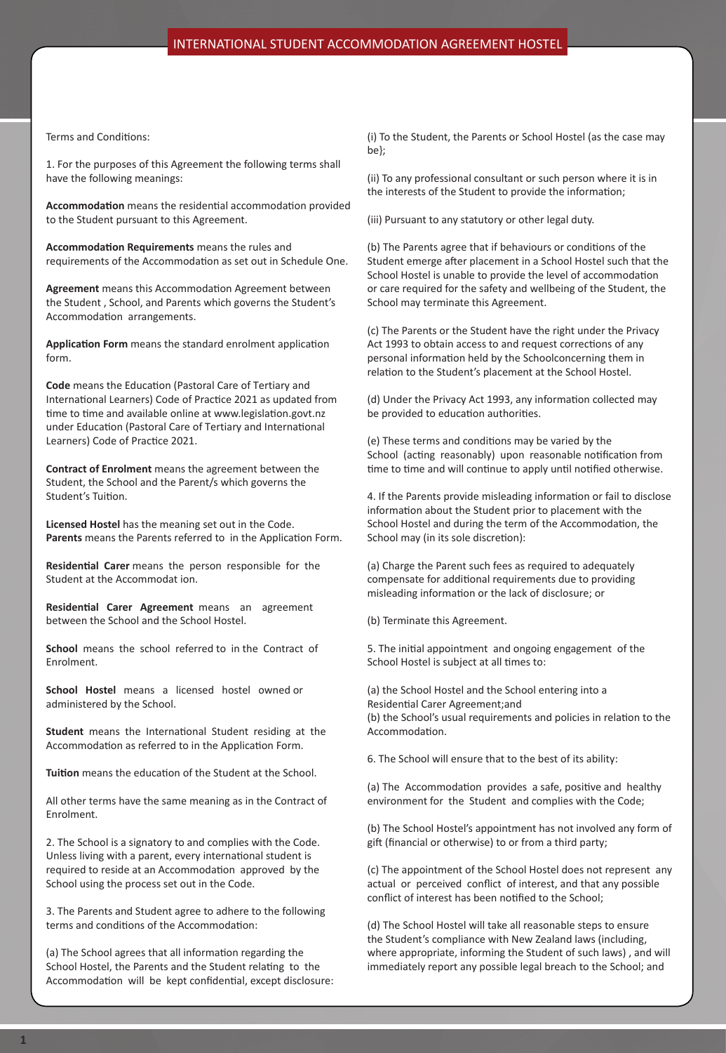# INTERNATIONAL STUDENT ACCOMMODATION AGREEMENT HOSTEL

Terms and Conditions:

1. For the purposes of this Agreement the following terms shall have the following meanings:

**Accommodation** means the residential accommodation provided to the Student pursuant to this Agreement.

**Accommodation Requirements** means the rules and requirements of the Accommodation as set out in Schedule One.

**Agreement** means this Accommodation Agreement between the Student , School, and Parents which governs the Student's Accommodation arrangements.

**Application Form** means the standard enrolment application form.

**Code** means the Education (Pastoral Care of Tertiary and International Learners) Code of Practice 2021 as updated from time to time and available online at www.legislation.govt.nz under Education (Pastoral Care of Tertiary and International Learners) Code of Practice 2021.

**Contract of Enrolment** means the agreement between the Student, the School and the Parent/s which governs the Student's Tuition.

**Licensed Hostel** has the meaning set out in the Code.
**Parents** means the Parents referred to in the Application Form.

**Residential Carer** means the person responsible for the Student at the Accommodat ion.

**Residential Carer Agreement** means an agreement between the School and the School Hostel.

**School** means the school referred to in the Contract of Enrolment.

**School Hostel** means a licensed hostel owned or administered by the School.

**Student** means the International Student residing at the Accommodation as referred to in the Application Form.

**Tuition** means the education of the Student at the School.

All other terms have the same meaning as in the Contract of Enrolment.

2. The School is a signatory to and complies with the Code. Unless living with a parent, every international student is required to reside at an Accommodation approved by the School using the process set out in the Code.

3. The Parents and Student agree to adhere to the following terms and conditions of the Accommodation:

(a) The School agrees that all information regarding the School Hostel, the Parents and the Student relating to the Accommodation will be kept confidential, except disclosure:

(i) To the Student, the Parents or School Hostel (as the case may be};

(ii) To any professional consultant or such person where it is in the interests of the Student to provide the information;

(iii) Pursuant to any statutory or other legal duty.

(b) The Parents agree that if behaviours or conditions of the Student emerge after placement in a School Hostel such that the School Hostel is unable to provide the level of accommodation or care required for the safety and wellbeing of the Student, the School may terminate this Agreement.

(c) The Parents or the Student have the right under the Privacy Act 1993 to obtain access to and request corrections of any personal information held by the Schoolconcerning them in relation to the Student's placement at the School Hostel.

(d) Under the Privacy Act 1993, any information collected may be provided to education authorities.

(e) These terms and conditions may be varied by the School (acting reasonably) upon reasonable notification from time to time and will continue to apply until notified otherwise.

4. If the Parents provide misleading information or fail to disclose information about the Student prior to placement with the School Hostel and during the term of the Accommodation, the School may (in its sole discretion):

(a) Charge the Parent such fees as required to adequately compensate for additional requirements due to providing misleading information or the lack of disclosure; or

(b) Terminate this Agreement.

5. The initial appointment and ongoing engagement of the School Hostel is subject at all times to:

(a) the School Hostel and the School entering into a Residential Carer Agreement;and
(b) the School's usual requirements and policies in relation to the Accommodation.

6. The School will ensure that to the best of its ability:

(a) The Accommodation provides a safe, positive and healthy environment for the Student and complies with the Code;

(b) The School Hostel's appointment has not involved any form of gift (financial or otherwise) to or from a third party;

(c) The appointment of the School Hostel does not represent any actual or perceived conflict of interest, and that any possible conflict of interest has been notified to the School;

(d) The School Hostel will take all reasonable steps to ensure the Student's compliance with New Zealand laws (including, where appropriate, informing the Student of such laws) , and will immediately report any possible legal breach to the School; and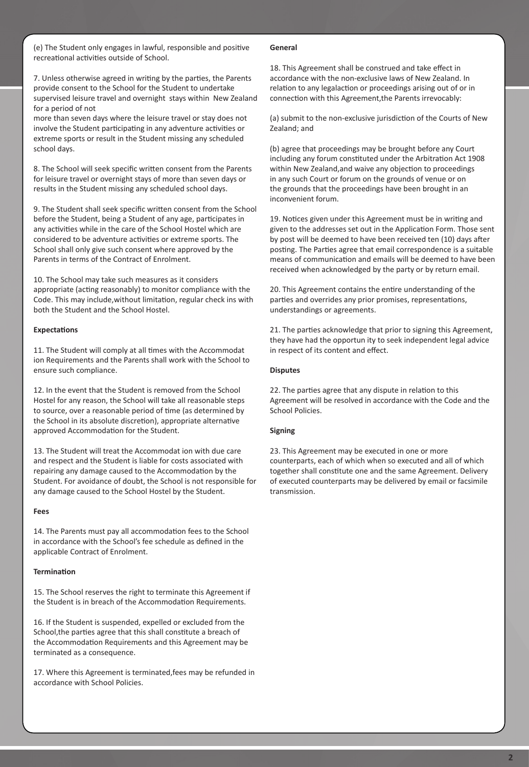(e) The Student only engages in lawful, responsible and positive recreational activities outside of School.

7. Unless otherwise agreed in writing by the parties, the Parents provide consent to the School for the Student to undertake supervised leisure travel and overnight stays within New Zealand for a period of not more than seven days where the leisure travel or stay does not involve the Student participating in any adventure activities or extreme sports or result in the Student missing any scheduled school days.

8. The School will seek specific written consent from the Parents for leisure travel or overnight stays of more than seven days or results in the Student missing any scheduled school days.

9. The Student shall seek specific written consent from the School before the Student, being a Student of any age, participates in any activities while in the care of the School Hostel which are considered to be adventure activities or extreme sports. The School shall only give such consent where approved by the Parents in terms of the Contract of Enrolment.

10. The School may take such measures as it considers appropriate (acting reasonably) to monitor compliance with the Code. This may include,without limitation, regular check ins with both the Student and the School Hostel.

**Expectations**

11. The Student will comply at all times with the Accommodat ion Requirements and the Parents shall work with the School to ensure such compliance.

12. In the event that the Student is removed from the School Hostel for any reason, the School will take all reasonable steps to source, over a reasonable period of time (as determined by the School in its absolute discretion), appropriate alternative approved Accommodation for the Student.

13. The Student will treat the Accommodat ion with due care and respect and the Student is liable for costs associated with repairing any damage caused to the Accommodation by the Student. For avoidance of doubt, the School is not responsible for any damage caused to the School Hostel by the Student.

**Fees**

14. The Parents must pay all accommodation fees to the School in accordance with the School's fee schedule as defined in the applicable Contract of Enrolment.

**Termination**

15. The School reserves the right to terminate this Agreement if the Student is in breach of the Accommodation Requirements.

16. If the Student is suspended, expelled or excluded from the School,the parties agree that this shall constitute a breach of the Accommodation Requirements and this Agreement may be terminated as a consequence.

17. Where this Agreement is terminated,fees may be refunded in accordance with School Policies.

**General**

18. This Agreement shall be construed and take effect in accordance with the non-exclusive laws of New Zealand. In relation to any legalaction or proceedings arising out of or in connection with this Agreement,the Parents irrevocably:

(a) submit to the non-exclusive jurisdiction of the Courts of New Zealand; and

(b) agree that proceedings may be brought before any Court including any forum constituted under the Arbitration Act 1908 within New Zealand,and waive any objection to proceedings in any such Court or forum on the grounds of venue or on the grounds that the proceedings have been brought in an inconvenient forum.

19. Notices given under this Agreement must be in writing and given to the addresses set out in the Application Form. Those sent by post will be deemed to have been received ten (10) days after posting. The Parties agree that email correspondence is a suitable means of communication and emails will be deemed to have been received when acknowledged by the party or by return email.

20. This Agreement contains the entire understanding of the parties and overrides any prior promises, representations, understandings or agreements.

21. The parties acknowledge that prior to signing this Agreement, they have had the opportun ity to seek independent legal advice in respect of its content and effect.

**Disputes**

22. The parties agree that any dispute in relation to this Agreement will be resolved in accordance with the Code and the School Policies.

**Signing**

23. This Agreement may be executed in one or more counterparts, each of which when so executed and all of which together shall constitute one and the same Agreement. Delivery of executed counterparts may be delivered by email or facsimile transmission.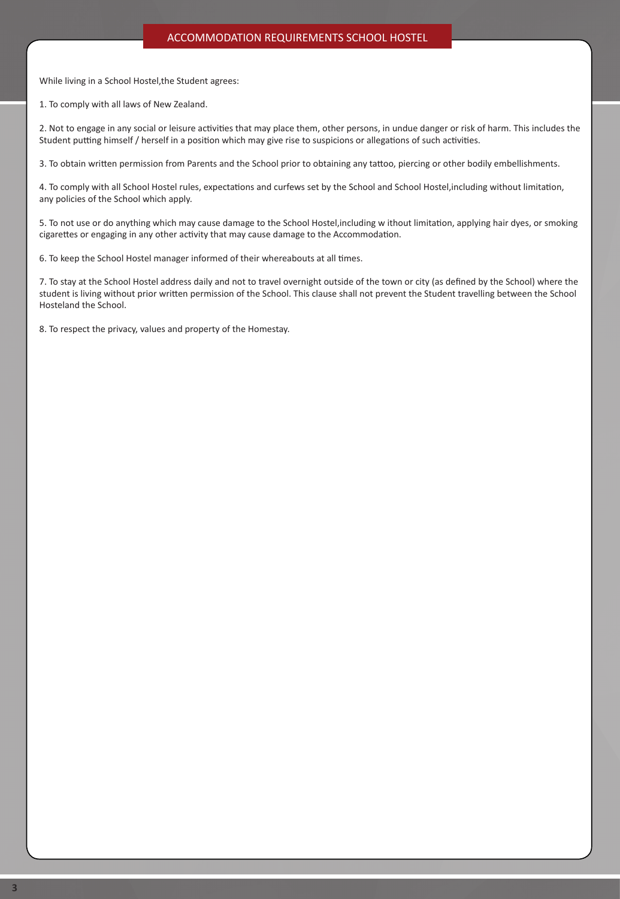## ACCOMMODATION REQUIREMENTS SCHOOL HOSTEL

While living in a School Hostel,the Student agrees:

1. To comply with all laws of New Zealand.

2. Not to engage in any social or leisure activities that may place them, other persons, in undue danger or risk of harm. This includes the Student putting himself / herself in a position which may give rise to suspicions or allegations of such activities.

3. To obtain written permission from Parents and the School prior to obtaining any tattoo, piercing or other bodily embellishments.

4. To comply with all School Hostel rules, expectations and curfews set by the School and School Hostel,including without limitation, any policies of the School which apply.

5. To not use or do anything which may cause damage to the School Hostel,including w ithout limitation, applying hair dyes, or smoking cigarettes or engaging in any other activity that may cause damage to the Accommodation.

6. To keep the School Hostel manager informed of their whereabouts at all times.

7. To stay at the School Hostel address daily and not to travel overnight outside of the town or city (as defined by the School) where the student is living without prior written permission of the School. This clause shall not prevent the Student travelling between the School Hosteland the School.

8. To respect the privacy, values and property of the Homestay.